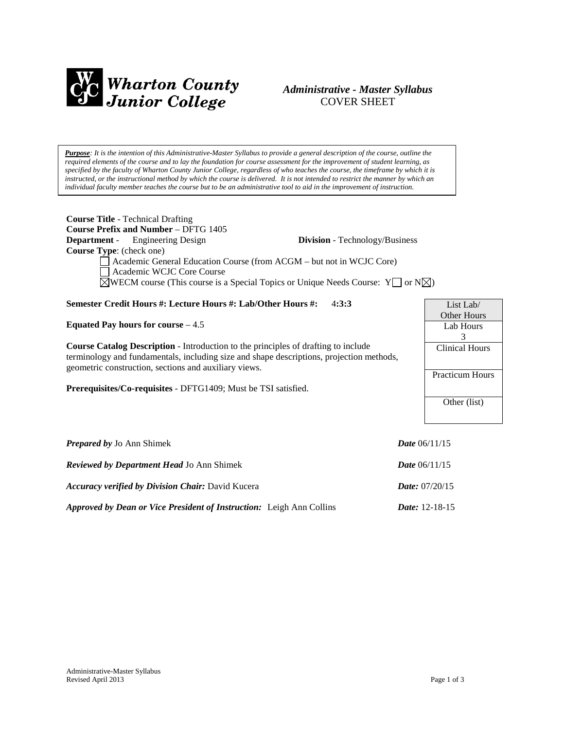**Wharton County Junior College**

*Administrative - Master Syllabus*
COVER SHEET

***Purpose**: It is the intention of this Administrative-Master Syllabus to provide a general description of the course, outline the required elements of the course and to lay the foundation for course assessment for the improvement of student learning, as specified by the faculty of Wharton County Junior College, regardless of who teaches the course, the timeframe by which it is instructed, or the instructional method by which the course is delivered. It is not intended to restrict the manner by which an individual faculty member teaches the course but to be an administrative tool to aid in the improvement of instruction.*

**Course Title** - Technical Drafting
**Course Prefix and Number** – DFTG 1405
**Department** - Engineering Design **Division** - Technology/Business
**Course Type**: (check one)

☐ Academic General Education Course (from ACGM – but not in WCJC Core)
☐ Academic WCJC Core Course
☒ WECM course (This course is a Special Topics or Unique Needs Course: Y☐ or N☒)

**Semester Credit Hours #: Lecture Hours #: Lab/Other Hours #:** 4**:3:3**

**Equated Pay hours for course** – 4.5

**Course Catalog Description** - Introduction to the principles of drafting to include terminology and fundamentals, including size and shape descriptions, projection methods, geometric construction, sections and auxiliary views.

**Prerequisites/Co-requisites** - DFTG1409; Must be TSI satisfied.

| List Lab/ Other Hours |
|---|
| Lab Hours 3 |
| Clinical Hours |
| Practicum Hours |
| Other (list) |

***Prepared by*** Jo Ann Shimek ***Date*** 06/11/15

***Reviewed by Department Head*** Jo Ann Shimek ***Date*** 06/11/15

***Accuracy verified by Division Chair:*** David Kucera ***Date:*** 07/20/15

***Approved by Dean or Vice President of Instruction:*** Leigh Ann Collins ***Date:*** 12-18-15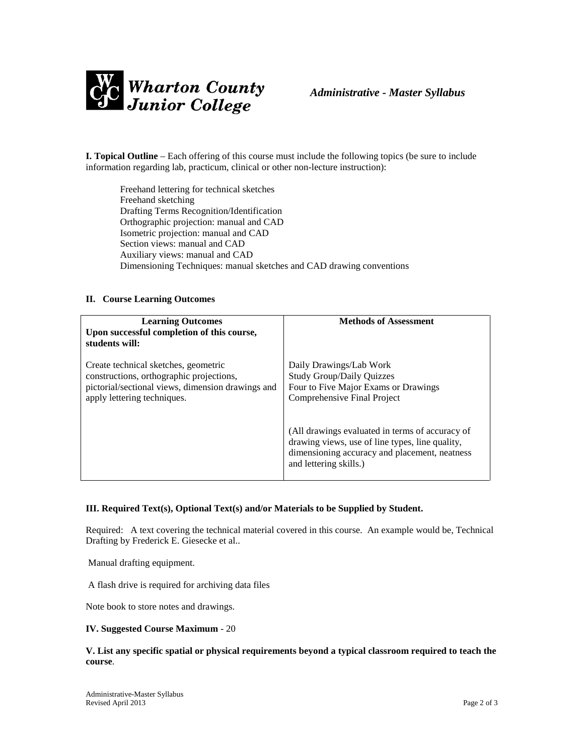**I. Topical Outline** – Each offering of this course must include the following topics (be sure to include information regarding lab, practicum, clinical or other non-lecture instruction):

Freehand lettering for technical sketches
Freehand sketching
Drafting Terms Recognition/Identification
Orthographic projection: manual and CAD
Isometric projection: manual and CAD
Section views: manual and CAD
Auxiliary views: manual and CAD
Dimensioning Techniques: manual sketches and CAD drawing conventions

**II. Course Learning Outcomes**

| **Learning Outcomes**<br>**Upon successful completion of this course, students will:** | **Methods of Assessment** |
|---|---|
| Create technical sketches, geometric constructions, orthographic projections, pictorial/sectional views, dimension drawings and apply lettering techniques. | Daily Drawings/Lab Work<br>Study Group/Daily Quizzes<br>Four to Five Major Exams or Drawings<br>Comprehensive Final Project<br><br>(All drawings evaluated in terms of accuracy of drawing views, use of line types, line quality, dimensioning accuracy and placement, neatness and lettering skills.) |

**III. Required Text(s), Optional Text(s) and/or Materials to be Supplied by Student.**

Required: A text covering the technical material covered in this course. An example would be, Technical Drafting by Frederick E. Giesecke et al..

Manual drafting equipment.

A flash drive is required for archiving data files

Note book to store notes and drawings.

**IV. Suggested Course Maximum** - 20

**V. List any specific spatial or physical requirements beyond a typical classroom required to teach the course**.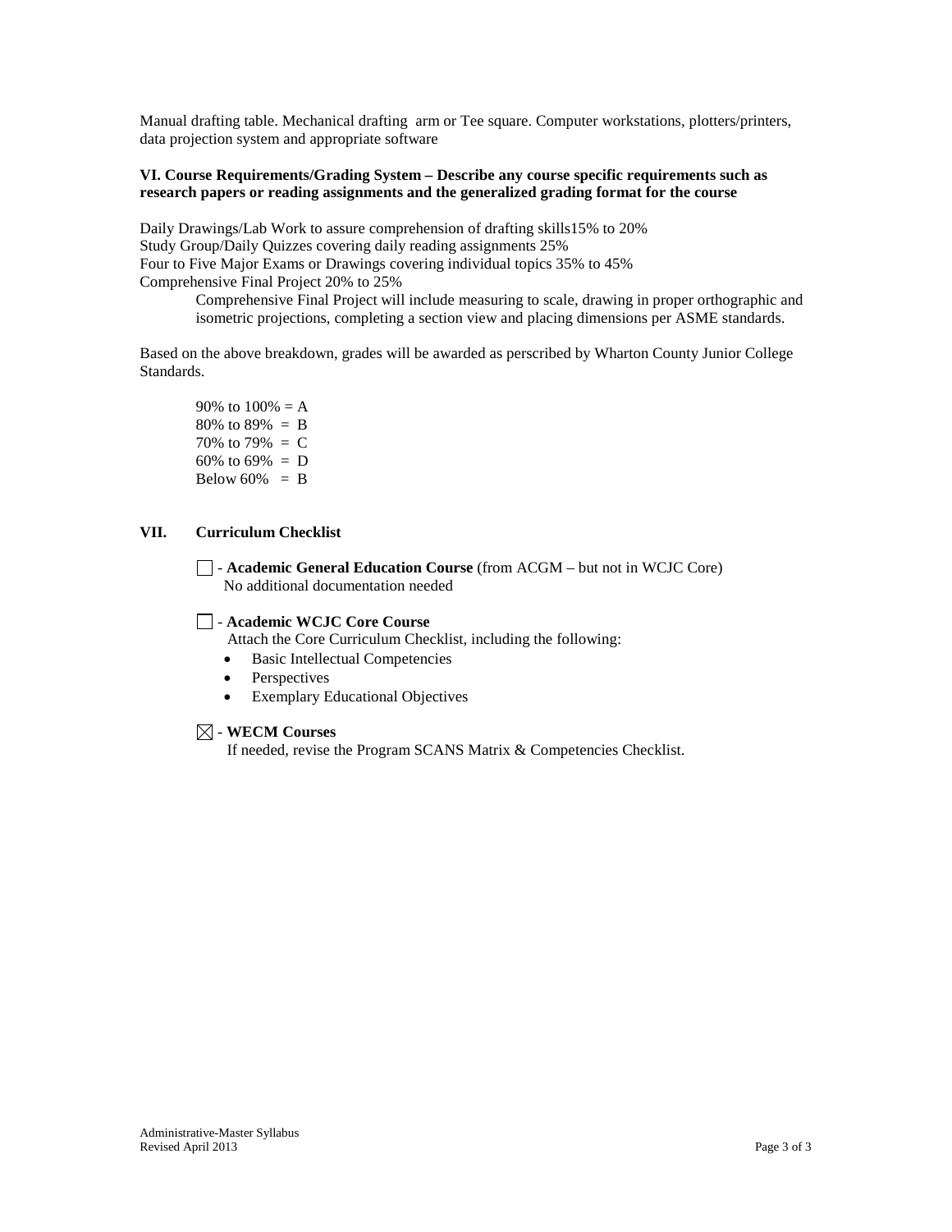Manual drafting table. Mechanical drafting  arm or Tee square. Computer workstations, plotters/printers, data projection system and appropriate software

**VI. Course Requirements/Grading System – Describe any course specific requirements such as research papers or reading assignments and the generalized grading format for the course**

Daily Drawings/Lab Work to assure comprehension of drafting skills15% to 20%
Study Group/Daily Quizzes covering daily reading assignments 25%
Four to Five Major Exams or Drawings covering individual topics 35% to 45%
Comprehensive Final Project 20% to 25%

> Comprehensive Final Project will include measuring to scale, drawing in proper orthographic and isometric projections, completing a section view and placing dimensions per ASME standards.

Based on the above breakdown, grades will be awarded as perscribed by Wharton County Junior College Standards.

> 90% to 100% = A
> 80% to 89%  =  B
> 70% to 79%  =  C
> 60% to 69%  =  D
> Below 60%   =  B

**VII. Curriculum Checklist**

☐ - **Academic General Education Course** (from ACGM – but not in WCJC Core)
No additional documentation needed

☐ - **Academic WCJC Core Course**
Attach the Core Curriculum Checklist, including the following:

- Basic Intellectual Competencies
- Perspectives
- Exemplary Educational Objectives

☒ - **WECM Courses**
If needed, revise the Program SCANS Matrix & Competencies Checklist.

Administrative-Master Syllabus
Revised April 2013